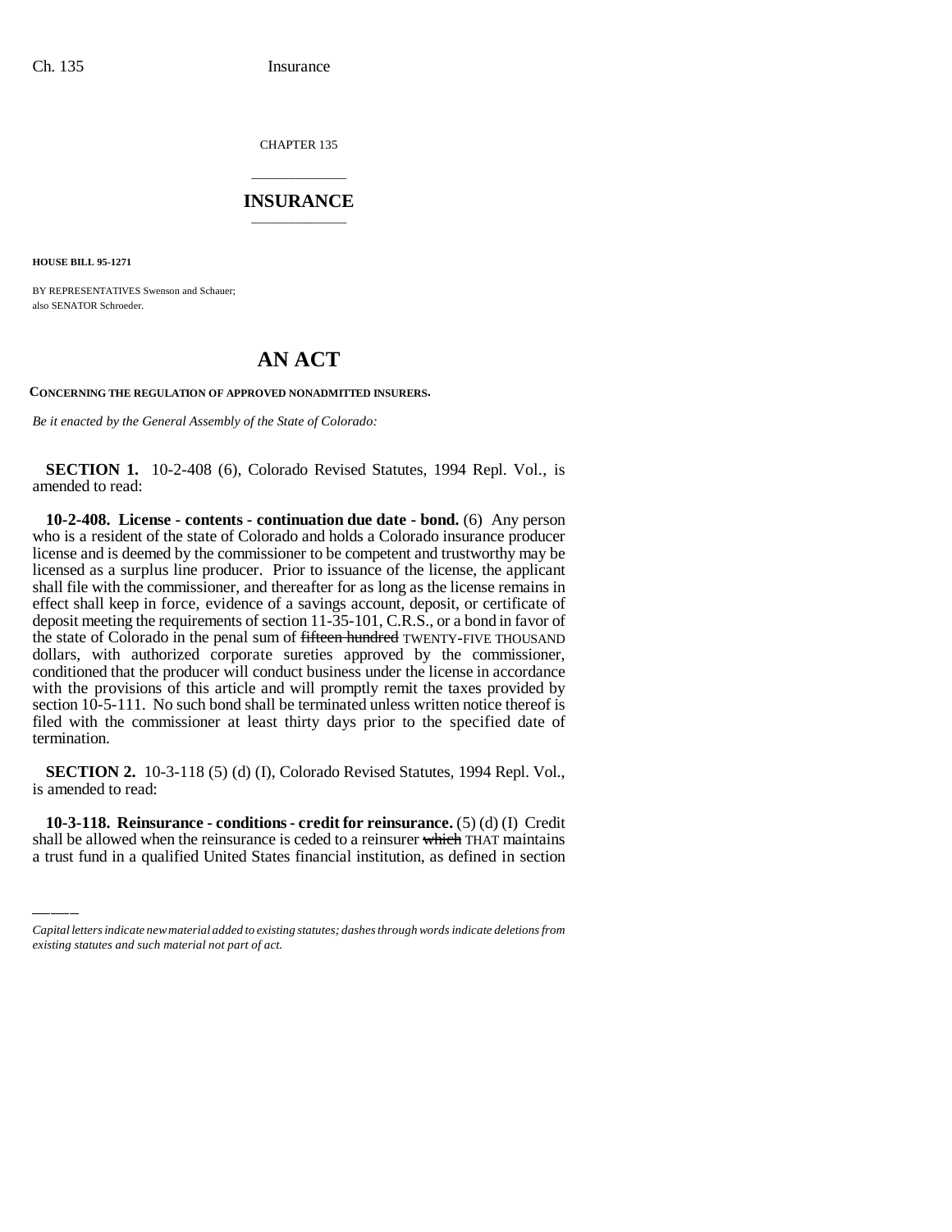CHAPTER 135

# INSURANCE

**HOUSE BILL 95-1271**

BY REPRESENTATIVES Swenson and Schauer;
also SENATOR Schroeder.

## AN ACT

**CONCERNING THE REGULATION OF APPROVED NONADMITTED INSURERS.**

*Be it enacted by the General Assembly of the State of Colorado:*

**SECTION 1.** 10-2-408 (6), Colorado Revised Statutes, 1994 Repl. Vol., is amended to read:

**10-2-408. License - contents - continuation due date - bond.** (6) Any person who is a resident of the state of Colorado and holds a Colorado insurance producer license and is deemed by the commissioner to be competent and trustworthy may be licensed as a surplus line producer. Prior to issuance of the license, the applicant shall file with the commissioner, and thereafter for as long as the license remains in effect shall keep in force, evidence of a savings account, deposit, or certificate of deposit meeting the requirements of section 11-35-101, C.R.S., or a bond in favor of the state of Colorado in the penal sum of ~~fifteen hundred~~ TWENTY-FIVE THOUSAND dollars, with authorized corporate sureties approved by the commissioner, conditioned that the producer will conduct business under the license in accordance with the provisions of this article and will promptly remit the taxes provided by section 10-5-111. No such bond shall be terminated unless written notice thereof is filed with the commissioner at least thirty days prior to the specified date of termination.

**SECTION 2.** 10-3-118 (5) (d) (I), Colorado Revised Statutes, 1994 Repl. Vol., is amended to read:

**10-3-118. Reinsurance - conditions - credit for reinsurance.** (5) (d) (I) Credit shall be allowed when the reinsurance is ceded to a reinsurer ~~which~~ THAT maintains a trust fund in a qualified United States financial institution, as defined in section

*Capital letters indicate new material added to existing statutes; dashes through words indicate deletions from existing statutes and such material not part of act.*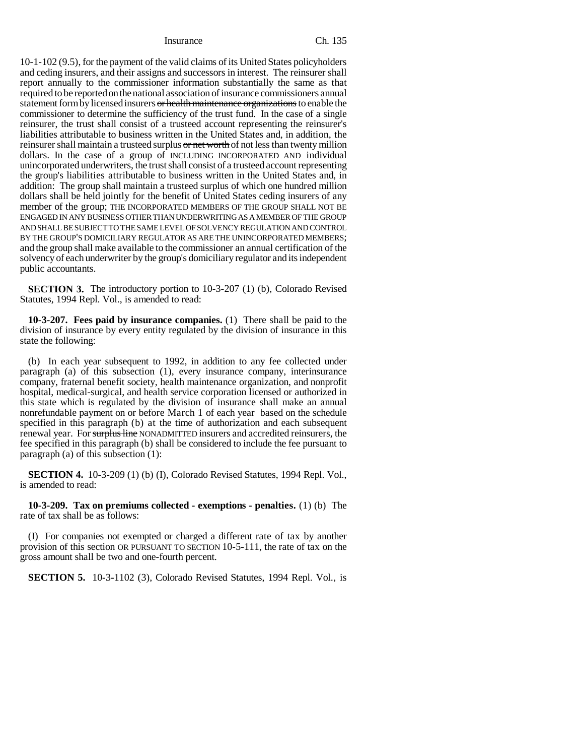10-1-102 (9.5), for the payment of the valid claims of its United States policyholders and ceding insurers, and their assigns and successors in interest. The reinsurer shall report annually to the commissioner information substantially the same as that required to be reported on the national association of insurance commissioners annual statement form by licensed insurers ~~or health maintenance organizations~~ to enable the commissioner to determine the sufficiency of the trust fund. In the case of a single reinsurer, the trust shall consist of a trusteed account representing the reinsurer's liabilities attributable to business written in the United States and, in addition, the reinsurer shall maintain a trusteed surplus ~~or net worth~~ of not less than twenty million dollars. In the case of a group ~~of~~ INCLUDING INCORPORATED AND individual unincorporated underwriters, the trust shall consist of a trusteed account representing the group's liabilities attributable to business written in the United States and, in addition: The group shall maintain a trusteed surplus of which one hundred million dollars shall be held jointly for the benefit of United States ceding insurers of any member of the group; THE INCORPORATED MEMBERS OF THE GROUP SHALL NOT BE ENGAGED IN ANY BUSINESS OTHER THAN UNDERWRITING AS A MEMBER OF THE GROUP AND SHALL BE SUBJECT TO THE SAME LEVEL OF SOLVENCY REGULATION AND CONTROL BY THE GROUP'S DOMICILIARY REGULATOR AS ARE THE UNINCORPORATED MEMBERS; and the group shall make available to the commissioner an annual certification of the solvency of each underwriter by the group's domiciliary regulator and its independent public accountants.

**SECTION 3.** The introductory portion to 10-3-207 (1) (b), Colorado Revised Statutes, 1994 Repl. Vol., is amended to read:

**10-3-207. Fees paid by insurance companies.** (1) There shall be paid to the division of insurance by every entity regulated by the division of insurance in this state the following:

(b) In each year subsequent to 1992, in addition to any fee collected under paragraph (a) of this subsection (1), every insurance company, interinsurance company, fraternal benefit society, health maintenance organization, and nonprofit hospital, medical-surgical, and health service corporation licensed or authorized in this state which is regulated by the division of insurance shall make an annual nonrefundable payment on or before March 1 of each year based on the schedule specified in this paragraph (b) at the time of authorization and each subsequent renewal year. For ~~surplus line~~ NONADMITTED insurers and accredited reinsurers, the fee specified in this paragraph (b) shall be considered to include the fee pursuant to paragraph (a) of this subsection (1):

**SECTION 4.** 10-3-209 (1) (b) (I), Colorado Revised Statutes, 1994 Repl. Vol., is amended to read:

**10-3-209. Tax on premiums collected - exemptions - penalties.** (1) (b) The rate of tax shall be as follows:

(I) For companies not exempted or charged a different rate of tax by another provision of this section OR PURSUANT TO SECTION 10-5-111, the rate of tax on the gross amount shall be two and one-fourth percent.

**SECTION 5.** 10-3-1102 (3), Colorado Revised Statutes, 1994 Repl. Vol., is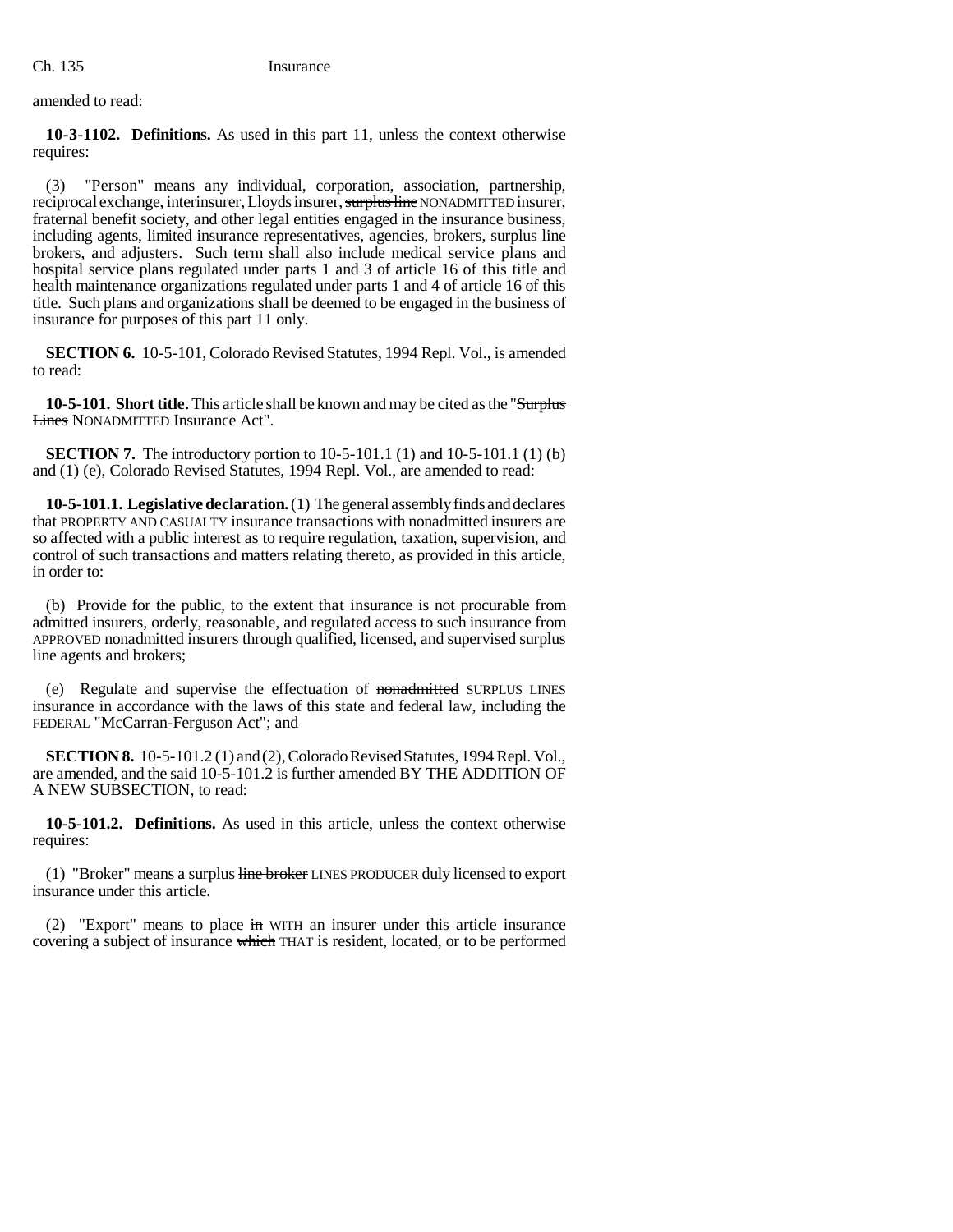amended to read:

**10-3-1102. Definitions.** As used in this part 11, unless the context otherwise requires:

(3) "Person" means any individual, corporation, association, partnership, reciprocal exchange, interinsurer, Lloyds insurer, ~~surplus line~~ NONADMITTED insurer, fraternal benefit society, and other legal entities engaged in the insurance business, including agents, limited insurance representatives, agencies, brokers, surplus line brokers, and adjusters. Such term shall also include medical service plans and hospital service plans regulated under parts 1 and 3 of article 16 of this title and health maintenance organizations regulated under parts 1 and 4 of article 16 of this title. Such plans and organizations shall be deemed to be engaged in the business of insurance for purposes of this part 11 only.

**SECTION 6.** 10-5-101, Colorado Revised Statutes, 1994 Repl. Vol., is amended to read:

**10-5-101. Short title.** This article shall be known and may be cited as the "~~Surplus Lines~~ NONADMITTED Insurance Act".

**SECTION 7.** The introductory portion to 10-5-101.1 (1) and 10-5-101.1 (1) (b) and (1) (e), Colorado Revised Statutes, 1994 Repl. Vol., are amended to read:

**10-5-101.1. Legislative declaration.** (1) The general assembly finds and declares that PROPERTY AND CASUALTY insurance transactions with nonadmitted insurers are so affected with a public interest as to require regulation, taxation, supervision, and control of such transactions and matters relating thereto, as provided in this article, in order to:

(b) Provide for the public, to the extent that insurance is not procurable from admitted insurers, orderly, reasonable, and regulated access to such insurance from APPROVED nonadmitted insurers through qualified, licensed, and supervised surplus line agents and brokers;

(e) Regulate and supervise the effectuation of ~~nonadmitted~~ SURPLUS LINES insurance in accordance with the laws of this state and federal law, including the FEDERAL "McCarran-Ferguson Act"; and

**SECTION 8.** 10-5-101.2 (1) and (2), Colorado Revised Statutes, 1994 Repl. Vol., are amended, and the said 10-5-101.2 is further amended BY THE ADDITION OF A NEW SUBSECTION, to read:

**10-5-101.2. Definitions.** As used in this article, unless the context otherwise requires:

(1) "Broker" means a surplus ~~line broker~~ LINES PRODUCER duly licensed to export insurance under this article.

(2) "Export" means to place ~~in~~ WITH an insurer under this article insurance covering a subject of insurance ~~which~~ THAT is resident, located, or to be performed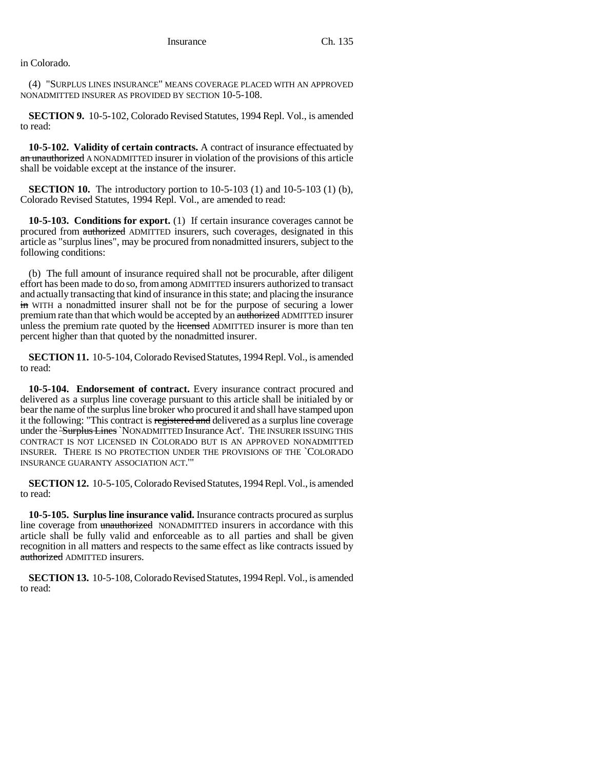in Colorado.

(4) "SURPLUS LINES INSURANCE" MEANS COVERAGE PLACED WITH AN APPROVED NONADMITTED INSURER AS PROVIDED BY SECTION 10-5-108.

**SECTION 9.** 10-5-102, Colorado Revised Statutes, 1994 Repl. Vol., is amended to read:

**10-5-102. Validity of certain contracts.** A contract of insurance effectuated by ~~an unauthorized~~ A NONADMITTED insurer in violation of the provisions of this article shall be voidable except at the instance of the insurer.

**SECTION 10.** The introductory portion to 10-5-103 (1) and 10-5-103 (1) (b), Colorado Revised Statutes, 1994 Repl. Vol., are amended to read:

**10-5-103. Conditions for export.** (1) If certain insurance coverages cannot be procured from ~~authorized~~ ADMITTED insurers, such coverages, designated in this article as "surplus lines", may be procured from nonadmitted insurers, subject to the following conditions:

(b) The full amount of insurance required shall not be procurable, after diligent effort has been made to do so, from among ADMITTED insurers authorized to transact and actually transacting that kind of insurance in this state; and placing the insurance ~~in~~ WITH a nonadmitted insurer shall not be for the purpose of securing a lower premium rate than that which would be accepted by an ~~authorized~~ ADMITTED insurer unless the premium rate quoted by the ~~licensed~~ ADMITTED insurer is more than ten percent higher than that quoted by the nonadmitted insurer.

**SECTION 11.** 10-5-104, Colorado Revised Statutes, 1994 Repl. Vol., is amended to read:

**10-5-104. Endorsement of contract.** Every insurance contract procured and delivered as a surplus line coverage pursuant to this article shall be initialed by or bear the name of the surplus line broker who procured it and shall have stamped upon it the following: "This contract is ~~registered and~~ delivered as a surplus line coverage under the ~~`Surplus Lines~~ `NONADMITTED Insurance Act'. THE INSURER ISSUING THIS CONTRACT IS NOT LICENSED IN COLORADO BUT IS AN APPROVED NONADMITTED INSURER. THERE IS NO PROTECTION UNDER THE PROVISIONS OF THE `COLORADO INSURANCE GUARANTY ASSOCIATION ACT.'"

**SECTION 12.** 10-5-105, Colorado Revised Statutes, 1994 Repl. Vol., is amended to read:

**10-5-105. Surplus line insurance valid.** Insurance contracts procured as surplus line coverage from ~~unauthorized~~ NONADMITTED insurers in accordance with this article shall be fully valid and enforceable as to all parties and shall be given recognition in all matters and respects to the same effect as like contracts issued by ~~authorized~~ ADMITTED insurers.

**SECTION 13.** 10-5-108, Colorado Revised Statutes, 1994 Repl. Vol., is amended to read: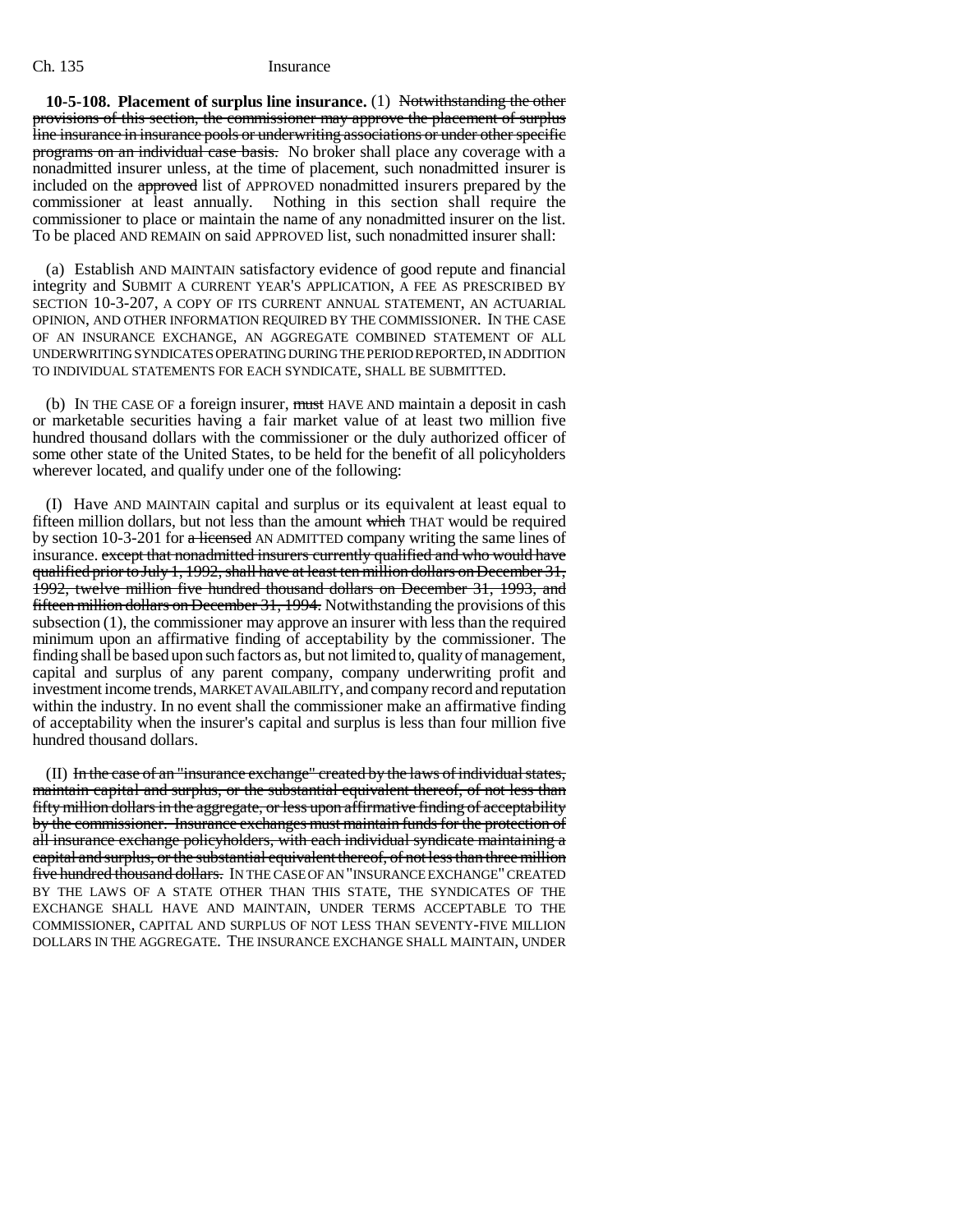**10-5-108. Placement of surplus line insurance.** (1) ~~Notwithstanding the other provisions of this section, the commissioner may approve the placement of surplus line insurance in insurance pools or underwriting associations or under other specific programs on an individual case basis.~~ No broker shall place any coverage with a nonadmitted insurer unless, at the time of placement, such nonadmitted insurer is included on the ~~approved~~ list of APPROVED nonadmitted insurers prepared by the commissioner at least annually. Nothing in this section shall require the commissioner to place or maintain the name of any nonadmitted insurer on the list. To be placed AND REMAIN on said APPROVED list, such nonadmitted insurer shall:

(a) Establish AND MAINTAIN satisfactory evidence of good repute and financial integrity and SUBMIT A CURRENT YEAR'S APPLICATION, A FEE AS PRESCRIBED BY SECTION 10-3-207, A COPY OF ITS CURRENT ANNUAL STATEMENT, AN ACTUARIAL OPINION, AND OTHER INFORMATION REQUIRED BY THE COMMISSIONER. IN THE CASE OF AN INSURANCE EXCHANGE, AN AGGREGATE COMBINED STATEMENT OF ALL UNDERWRITING SYNDICATES OPERATING DURING THE PERIOD REPORTED, IN ADDITION TO INDIVIDUAL STATEMENTS FOR EACH SYNDICATE, SHALL BE SUBMITTED.

(b) IN THE CASE OF a foreign insurer, ~~must~~ HAVE AND maintain a deposit in cash or marketable securities having a fair market value of at least two million five hundred thousand dollars with the commissioner or the duly authorized officer of some other state of the United States, to be held for the benefit of all policyholders wherever located, and qualify under one of the following:

(I) Have AND MAINTAIN capital and surplus or its equivalent at least equal to fifteen million dollars, but not less than the amount ~~which~~ THAT would be required by section 10-3-201 for ~~a licensed~~ AN ADMITTED company writing the same lines of insurance. ~~except that nonadmitted insurers currently qualified and who would have qualified prior to July 1, 1992, shall have at least ten million dollars on December 31, 1992, twelve million five hundred thousand dollars on December 31, 1993, and fifteen million dollars on December 31, 1994.~~ Notwithstanding the provisions of this subsection (1), the commissioner may approve an insurer with less than the required minimum upon an affirmative finding of acceptability by the commissioner. The finding shall be based upon such factors as, but not limited to, quality of management, capital and surplus of any parent company, company underwriting profit and investment income trends, MARKET AVAILABILITY, and company record and reputation within the industry. In no event shall the commissioner make an affirmative finding of acceptability when the insurer's capital and surplus is less than four million five hundred thousand dollars.

(II) ~~In the case of an "insurance exchange" created by the laws of individual states, maintain capital and surplus, or the substantial equivalent thereof, of not less than fifty million dollars in the aggregate, or less upon affirmative finding of acceptability by the commissioner. Insurance exchanges must maintain funds for the protection of all insurance exchange policyholders, with each individual syndicate maintaining a capital and surplus, or the substantial equivalent thereof, of not less than three million five hundred thousand dollars.~~ IN THE CASE OF AN "INSURANCE EXCHANGE" CREATED BY THE LAWS OF A STATE OTHER THAN THIS STATE, THE SYNDICATES OF THE EXCHANGE SHALL HAVE AND MAINTAIN, UNDER TERMS ACCEPTABLE TO THE COMMISSIONER, CAPITAL AND SURPLUS OF NOT LESS THAN SEVENTY-FIVE MILLION DOLLARS IN THE AGGREGATE. THE INSURANCE EXCHANGE SHALL MAINTAIN, UNDER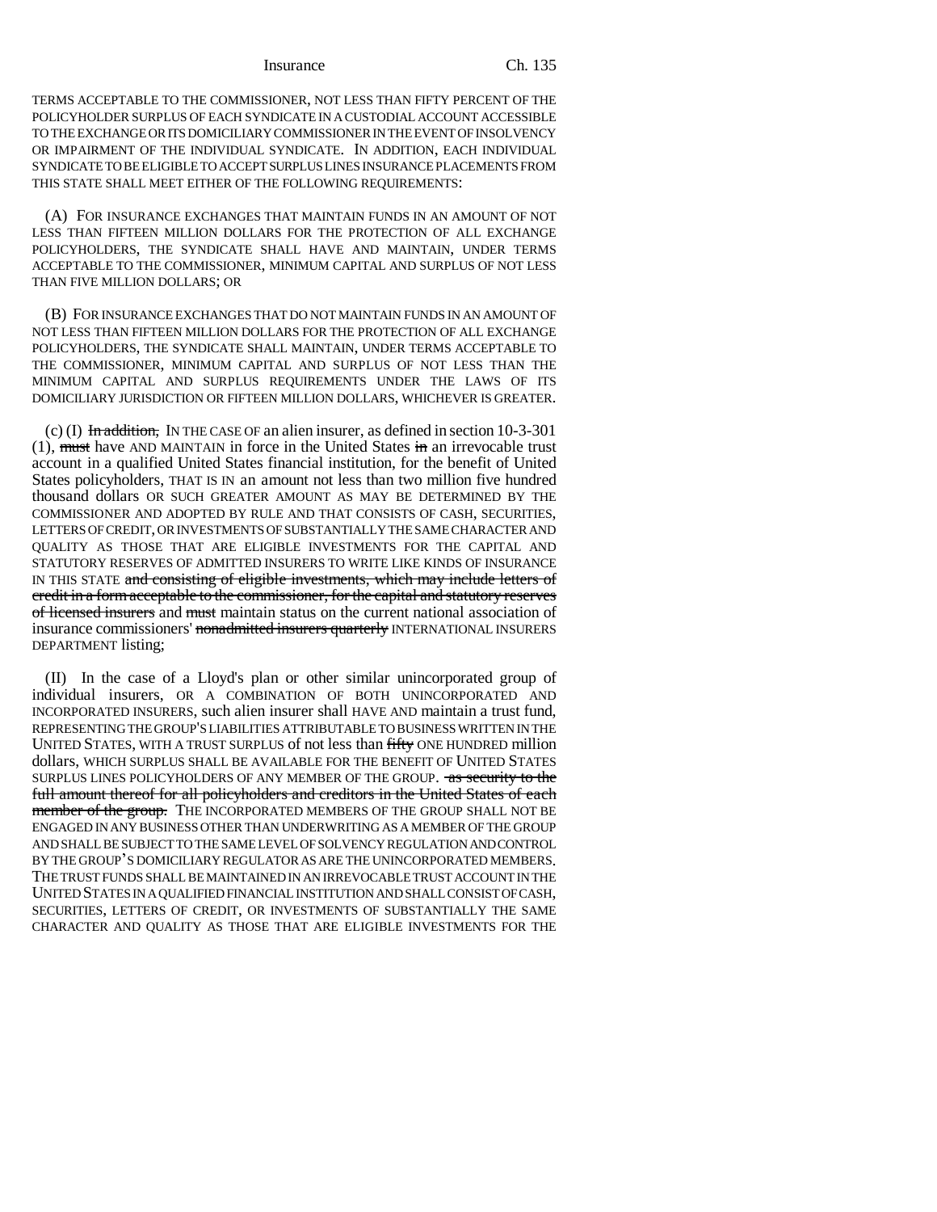TERMS ACCEPTABLE TO THE COMMISSIONER, NOT LESS THAN FIFTY PERCENT OF THE POLICYHOLDER SURPLUS OF EACH SYNDICATE IN A CUSTODIAL ACCOUNT ACCESSIBLE TO THE EXCHANGE OR ITS DOMICILIARY COMMISSIONER IN THE EVENT OF INSOLVENCY OR IMPAIRMENT OF THE INDIVIDUAL SYNDICATE. IN ADDITION, EACH INDIVIDUAL SYNDICATE TO BE ELIGIBLE TO ACCEPT SURPLUS LINES INSURANCE PLACEMENTS FROM THIS STATE SHALL MEET EITHER OF THE FOLLOWING REQUIREMENTS:

(A) FOR INSURANCE EXCHANGES THAT MAINTAIN FUNDS IN AN AMOUNT OF NOT LESS THAN FIFTEEN MILLION DOLLARS FOR THE PROTECTION OF ALL EXCHANGE POLICYHOLDERS, THE SYNDICATE SHALL HAVE AND MAINTAIN, UNDER TERMS ACCEPTABLE TO THE COMMISSIONER, MINIMUM CAPITAL AND SURPLUS OF NOT LESS THAN FIVE MILLION DOLLARS; OR

(B) FOR INSURANCE EXCHANGES THAT DO NOT MAINTAIN FUNDS IN AN AMOUNT OF NOT LESS THAN FIFTEEN MILLION DOLLARS FOR THE PROTECTION OF ALL EXCHANGE POLICYHOLDERS, THE SYNDICATE SHALL MAINTAIN, UNDER TERMS ACCEPTABLE TO THE COMMISSIONER, MINIMUM CAPITAL AND SURPLUS OF NOT LESS THAN THE MINIMUM CAPITAL AND SURPLUS REQUIREMENTS UNDER THE LAWS OF ITS DOMICILIARY JURISDICTION OR FIFTEEN MILLION DOLLARS, WHICHEVER IS GREATER.

(c) (I) ~~In addition,~~ IN THE CASE OF an alien insurer, as defined in section 10-3-301 (1), ~~must~~ have AND MAINTAIN in force in the United States ~~in~~ an irrevocable trust account in a qualified United States financial institution, for the benefit of United States policyholders, THAT IS IN an amount not less than two million five hundred thousand dollars OR SUCH GREATER AMOUNT AS MAY BE DETERMINED BY THE COMMISSIONER AND ADOPTED BY RULE AND THAT CONSISTS OF CASH, SECURITIES, LETTERS OF CREDIT, OR INVESTMENTS OF SUBSTANTIALLY THE SAME CHARACTER AND QUALITY AS THOSE THAT ARE ELIGIBLE INVESTMENTS FOR THE CAPITAL AND STATUTORY RESERVES OF ADMITTED INSURERS TO WRITE LIKE KINDS OF INSURANCE IN THIS STATE ~~and consisting of eligible investments, which may include letters of credit in a form acceptable to the commissioner, for the capital and statutory reserves of licensed insurers~~ and ~~must~~ maintain status on the current national association of insurance commissioners' ~~nonadmitted insurers quarterly~~ INTERNATIONAL INSURERS DEPARTMENT listing;

(II) In the case of a Lloyd's plan or other similar unincorporated group of individual insurers, OR A COMBINATION OF BOTH UNINCORPORATED AND INCORPORATED INSURERS, such alien insurer shall HAVE AND maintain a trust fund, REPRESENTING THE GROUP'S LIABILITIES ATTRIBUTABLE TO BUSINESS WRITTEN IN THE UNITED STATES, WITH A TRUST SURPLUS of not less than ~~fifty~~ ONE HUNDRED million dollars, WHICH SURPLUS SHALL BE AVAILABLE FOR THE BENEFIT OF UNITED STATES SURPLUS LINES POLICYHOLDERS OF ANY MEMBER OF THE GROUP. ~~as security to the full amount thereof for all policyholders and creditors in the United States of each member of the group.~~ THE INCORPORATED MEMBERS OF THE GROUP SHALL NOT BE ENGAGED IN ANY BUSINESS OTHER THAN UNDERWRITING AS A MEMBER OF THE GROUP AND SHALL BE SUBJECT TO THE SAME LEVEL OF SOLVENCY REGULATION AND CONTROL BY THE GROUP'S DOMICILIARY REGULATOR AS ARE THE UNINCORPORATED MEMBERS. THE TRUST FUNDS SHALL BE MAINTAINED IN AN IRREVOCABLE TRUST ACCOUNT IN THE UNITED STATES IN A QUALIFIED FINANCIAL INSTITUTION AND SHALL CONSIST OF CASH, SECURITIES, LETTERS OF CREDIT, OR INVESTMENTS OF SUBSTANTIALLY THE SAME CHARACTER AND QUALITY AS THOSE THAT ARE ELIGIBLE INVESTMENTS FOR THE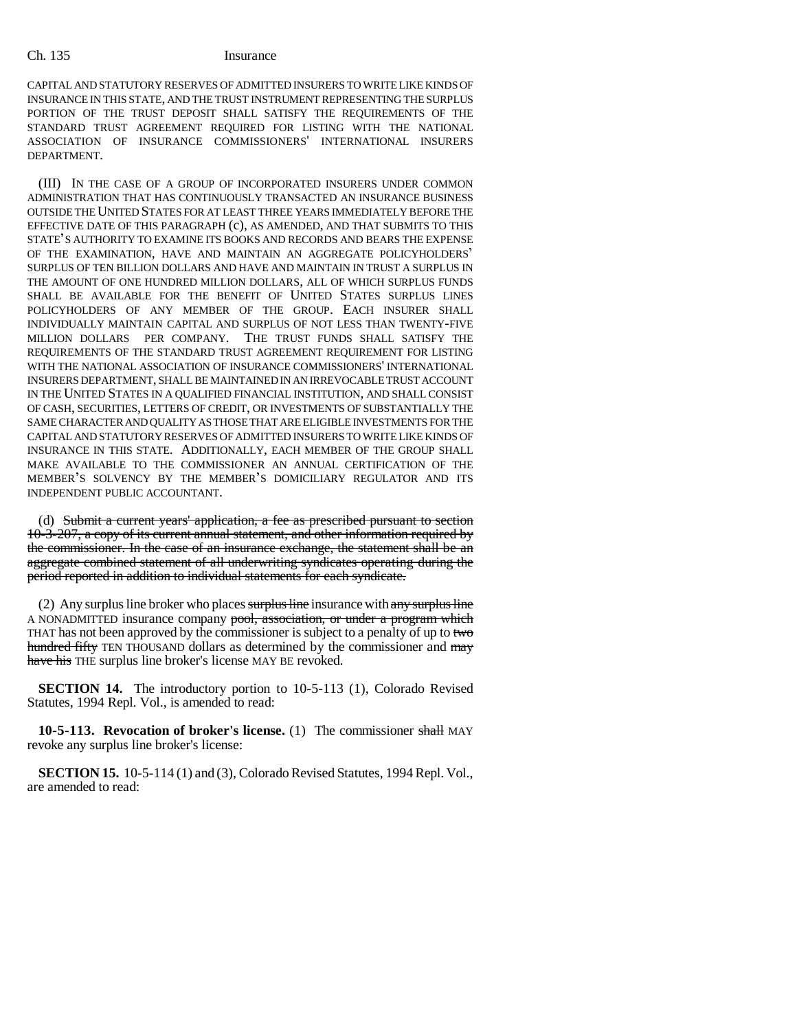CAPITAL AND STATUTORY RESERVES OF ADMITTED INSURERS TO WRITE LIKE KINDS OF INSURANCE IN THIS STATE, AND THE TRUST INSTRUMENT REPRESENTING THE SURPLUS PORTION OF THE TRUST DEPOSIT SHALL SATISFY THE REQUIREMENTS OF THE STANDARD TRUST AGREEMENT REQUIRED FOR LISTING WITH THE NATIONAL ASSOCIATION OF INSURANCE COMMISSIONERS' INTERNATIONAL INSURERS DEPARTMENT.

(III) IN THE CASE OF A GROUP OF INCORPORATED INSURERS UNDER COMMON ADMINISTRATION THAT HAS CONTINUOUSLY TRANSACTED AN INSURANCE BUSINESS OUTSIDE THE UNITED STATES FOR AT LEAST THREE YEARS IMMEDIATELY BEFORE THE EFFECTIVE DATE OF THIS PARAGRAPH (c), AS AMENDED, AND THAT SUBMITS TO THIS STATE'S AUTHORITY TO EXAMINE ITS BOOKS AND RECORDS AND BEARS THE EXPENSE OF THE EXAMINATION, HAVE AND MAINTAIN AN AGGREGATE POLICYHOLDERS' SURPLUS OF TEN BILLION DOLLARS AND HAVE AND MAINTAIN IN TRUST A SURPLUS IN THE AMOUNT OF ONE HUNDRED MILLION DOLLARS, ALL OF WHICH SURPLUS FUNDS SHALL BE AVAILABLE FOR THE BENEFIT OF UNITED STATES SURPLUS LINES POLICYHOLDERS OF ANY MEMBER OF THE GROUP. EACH INSURER SHALL INDIVIDUALLY MAINTAIN CAPITAL AND SURPLUS OF NOT LESS THAN TWENTY-FIVE MILLION DOLLARS PER COMPANY. THE TRUST FUNDS SHALL SATISFY THE REQUIREMENTS OF THE STANDARD TRUST AGREEMENT REQUIREMENT FOR LISTING WITH THE NATIONAL ASSOCIATION OF INSURANCE COMMISSIONERS' INTERNATIONAL INSURERS DEPARTMENT, SHALL BE MAINTAINED IN AN IRREVOCABLE TRUST ACCOUNT IN THE UNITED STATES IN A QUALIFIED FINANCIAL INSTITUTION, AND SHALL CONSIST OF CASH, SECURITIES, LETTERS OF CREDIT, OR INVESTMENTS OF SUBSTANTIALLY THE SAME CHARACTER AND QUALITY AS THOSE THAT ARE ELIGIBLE INVESTMENTS FOR THE CAPITAL AND STATUTORY RESERVES OF ADMITTED INSURERS TO WRITE LIKE KINDS OF INSURANCE IN THIS STATE. ADDITIONALLY, EACH MEMBER OF THE GROUP SHALL MAKE AVAILABLE TO THE COMMISSIONER AN ANNUAL CERTIFICATION OF THE MEMBER'S SOLVENCY BY THE MEMBER'S DOMICILIARY REGULATOR AND ITS INDEPENDENT PUBLIC ACCOUNTANT.

(d) ~~Submit a current years' application, a fee as prescribed pursuant to section 10-3-207, a copy of its current annual statement, and other information required by the commissioner. In the case of an insurance exchange, the statement shall be an aggregate combined statement of all underwriting syndicates operating during the period reported in addition to individual statements for each syndicate.~~

(2) Any surplus line broker who places ~~surplus line~~ insurance with ~~any surplus line~~ A NONADMITTED insurance company ~~pool, association, or under a program which~~ THAT has not been approved by the commissioner is subject to a penalty of up to ~~two hundred fifty~~ TEN THOUSAND dollars as determined by the commissioner and ~~may have his~~ THE surplus line broker's license MAY BE revoked.

**SECTION 14.** The introductory portion to 10-5-113 (1), Colorado Revised Statutes, 1994 Repl. Vol., is amended to read:

**10-5-113. Revocation of broker's license.** (1) The commissioner ~~shall~~ MAY revoke any surplus line broker's license:

**SECTION 15.** 10-5-114 (1) and (3), Colorado Revised Statutes, 1994 Repl. Vol., are amended to read: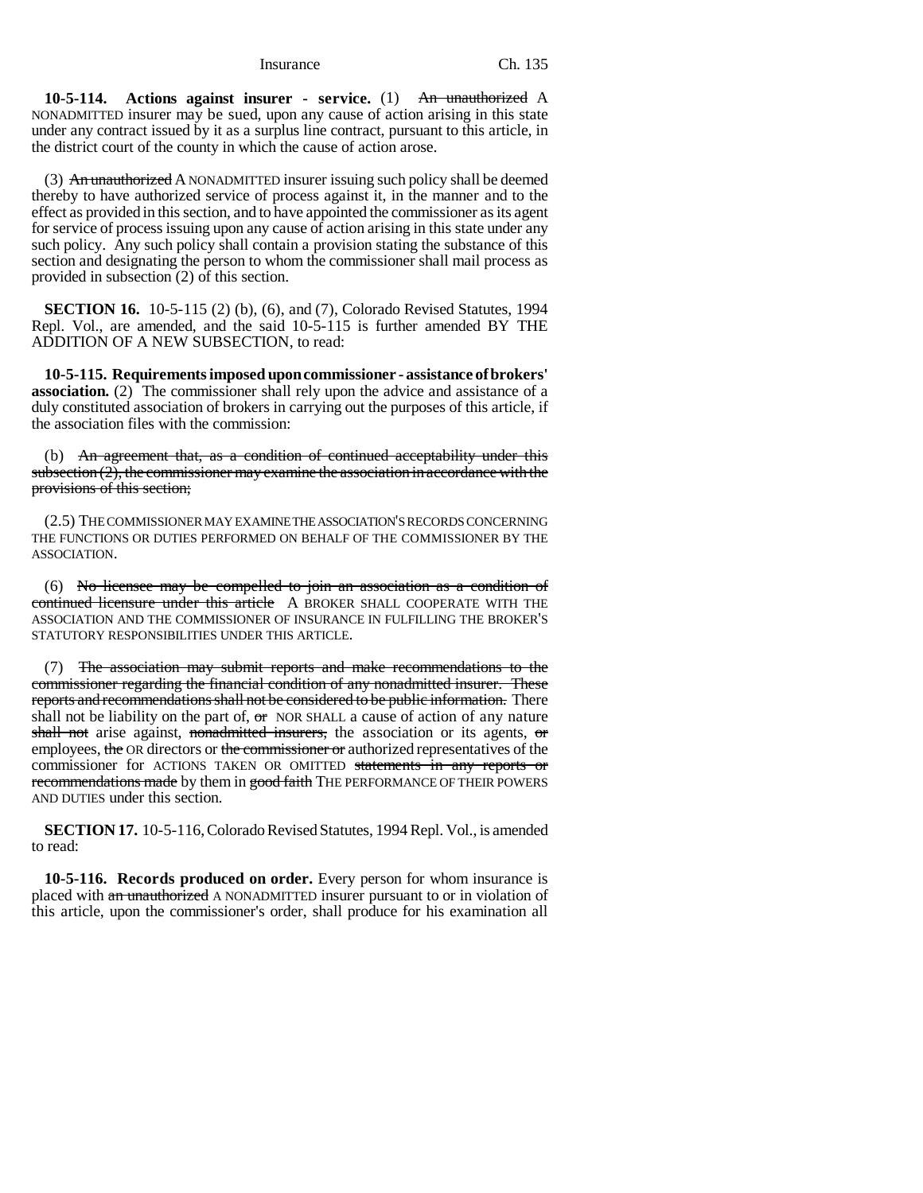**10-5-114. Actions against insurer - service.** (1) ~~An unauthorized~~ A NONADMITTED insurer may be sued, upon any cause of action arising in this state under any contract issued by it as a surplus line contract, pursuant to this article, in the district court of the county in which the cause of action arose.

(3) ~~An unauthorized~~ A NONADMITTED insurer issuing such policy shall be deemed thereby to have authorized service of process against it, in the manner and to the effect as provided in this section, and to have appointed the commissioner as its agent for service of process issuing upon any cause of action arising in this state under any such policy. Any such policy shall contain a provision stating the substance of this section and designating the person to whom the commissioner shall mail process as provided in subsection (2) of this section.

**SECTION 16.** 10-5-115 (2) (b), (6), and (7), Colorado Revised Statutes, 1994 Repl. Vol., are amended, and the said 10-5-115 is further amended BY THE ADDITION OF A NEW SUBSECTION, to read:

**10-5-115. Requirements imposed upon commissioner - assistance of brokers' association.** (2) The commissioner shall rely upon the advice and assistance of a duly constituted association of brokers in carrying out the purposes of this article, if the association files with the commission:

(b) ~~An agreement that, as a condition of continued acceptability under this subsection (2), the commissioner may examine the association in accordance with the provisions of this section;~~

(2.5) THE COMMISSIONER MAY EXAMINE THE ASSOCIATION'S RECORDS CONCERNING THE FUNCTIONS OR DUTIES PERFORMED ON BEHALF OF THE COMMISSIONER BY THE ASSOCIATION.

(6) ~~No licensee may be compelled to join an association as a condition of continued licensure under this article~~ A BROKER SHALL COOPERATE WITH THE ASSOCIATION AND THE COMMISSIONER OF INSURANCE IN FULFILLING THE BROKER'S STATUTORY RESPONSIBILITIES UNDER THIS ARTICLE.

(7) ~~The association may submit reports and make recommendations to the commissioner regarding the financial condition of any nonadmitted insurer. These reports and recommendations shall not be considered to be public information.~~ There shall not be liability on the part of, ~~or~~ NOR SHALL a cause of action of any nature ~~shall not~~ arise against, ~~nonadmitted insurers,~~ the association or its agents, ~~or~~ employees, ~~the~~ OR directors or ~~the commissioner or~~ authorized representatives of the commissioner for ACTIONS TAKEN OR OMITTED ~~statements in any reports or recommendations made~~ by them in ~~good faith~~ THE PERFORMANCE OF THEIR POWERS AND DUTIES under this section.

**SECTION 17.** 10-5-116, Colorado Revised Statutes, 1994 Repl. Vol., is amended to read:

**10-5-116. Records produced on order.** Every person for whom insurance is placed with ~~an unauthorized~~ A NONADMITTED insurer pursuant to or in violation of this article, upon the commissioner's order, shall produce for his examination all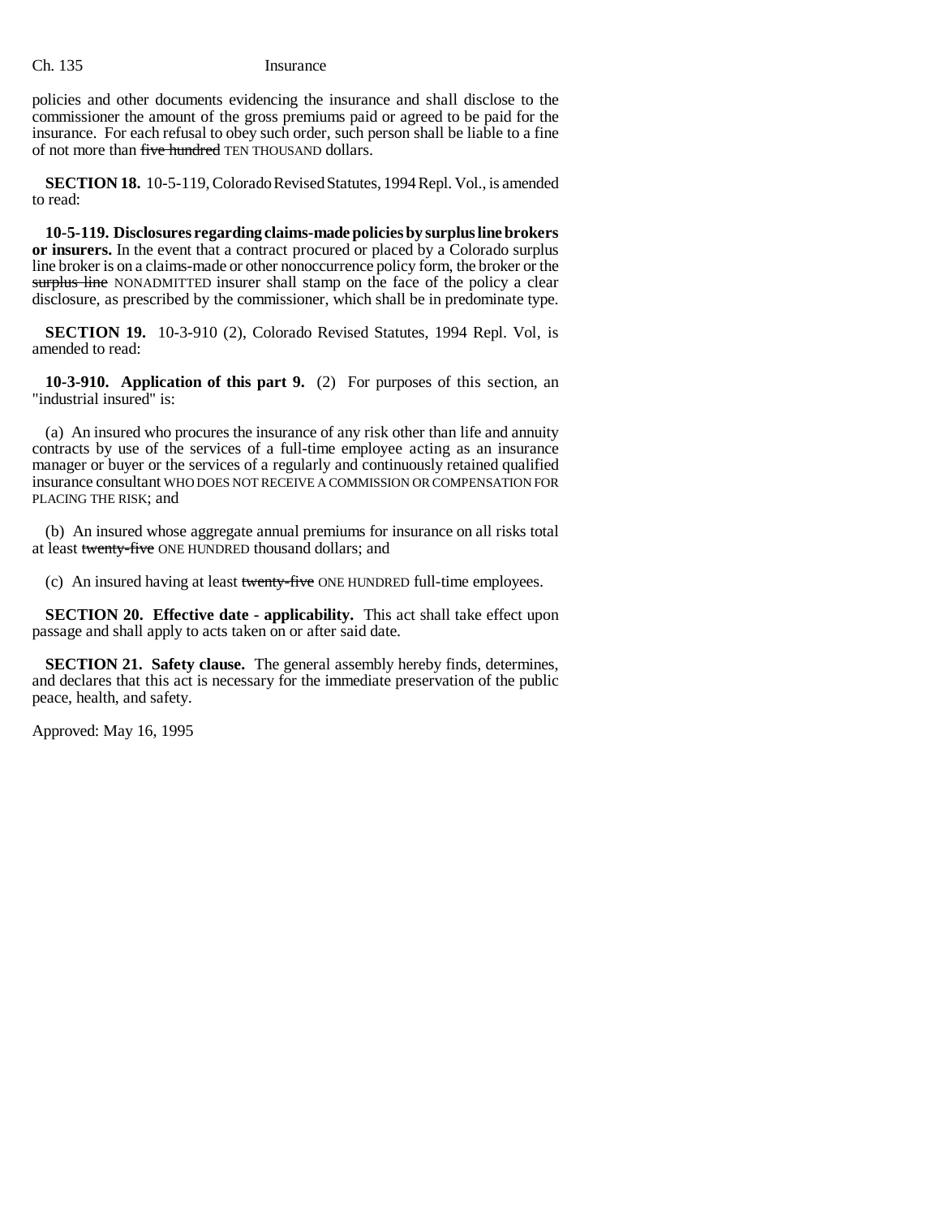policies and other documents evidencing the insurance and shall disclose to the commissioner the amount of the gross premiums paid or agreed to be paid for the insurance. For each refusal to obey such order, such person shall be liable to a fine of not more than ~~five hundred~~ TEN THOUSAND dollars.

**SECTION 18.** 10-5-119, Colorado Revised Statutes, 1994 Repl. Vol., is amended to read:

**10-5-119. Disclosures regarding claims-made policies by surplus line brokers or insurers.** In the event that a contract procured or placed by a Colorado surplus line broker is on a claims-made or other nonoccurrence policy form, the broker or the ~~surplus line~~ NONADMITTED insurer shall stamp on the face of the policy a clear disclosure, as prescribed by the commissioner, which shall be in predominate type.

**SECTION 19.** 10-3-910 (2), Colorado Revised Statutes, 1994 Repl. Vol, is amended to read:

**10-3-910. Application of this part 9.** (2) For purposes of this section, an "industrial insured" is:

(a) An insured who procures the insurance of any risk other than life and annuity contracts by use of the services of a full-time employee acting as an insurance manager or buyer or the services of a regularly and continuously retained qualified insurance consultant WHO DOES NOT RECEIVE A COMMISSION OR COMPENSATION FOR PLACING THE RISK; and

(b) An insured whose aggregate annual premiums for insurance on all risks total at least ~~twenty-five~~ ONE HUNDRED thousand dollars; and

(c) An insured having at least ~~twenty-five~~ ONE HUNDRED full-time employees.

**SECTION 20. Effective date - applicability.** This act shall take effect upon passage and shall apply to acts taken on or after said date.

**SECTION 21. Safety clause.** The general assembly hereby finds, determines, and declares that this act is necessary for the immediate preservation of the public peace, health, and safety.

Approved: May 16, 1995